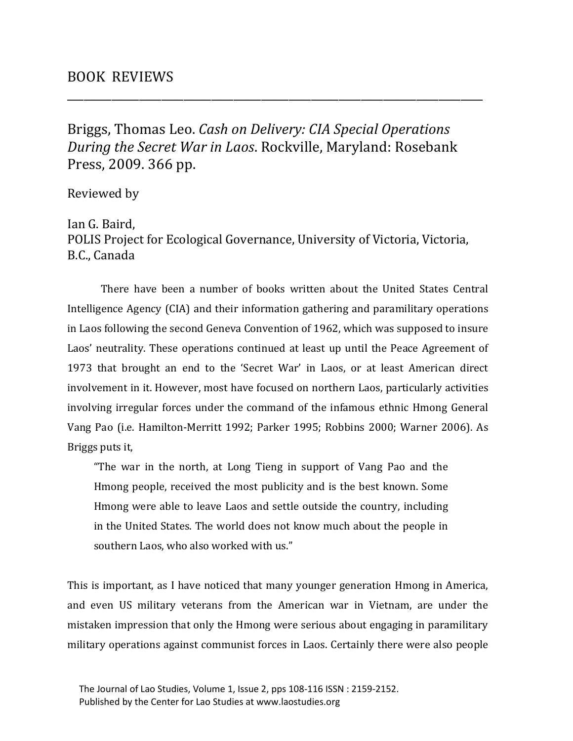# BOOK REVIEWS

---

## Briggs, Thomas Leo. *Cash on Delivery: CIA Special Operations During the Secret War in Laos*. Rockville, Maryland: Rosebank Press, 2009. 366 pp.

Reviewed by

Ian G. Baird,
POLIS Project for Ecological Governance, University of Victoria, Victoria, B.C., Canada

There have been a number of books written about the United States Central Intelligence Agency (CIA) and their information gathering and paramilitary operations in Laos following the second Geneva Convention of 1962, which was supposed to insure Laos' neutrality. These operations continued at least up until the Peace Agreement of 1973 that brought an end to the 'Secret War' in Laos, or at least American direct involvement in it. However, most have focused on northern Laos, particularly activities involving irregular forces under the command of the infamous ethnic Hmong General Vang Pao (i.e. Hamilton-Merritt 1992; Parker 1995; Robbins 2000; Warner 2006). As Briggs puts it,

> "The war in the north, at Long Tieng in support of Vang Pao and the Hmong people, received the most publicity and is the best known. Some Hmong were able to leave Laos and settle outside the country, including in the United States. The world does not know much about the people in southern Laos, who also worked with us."

This is important, as I have noticed that many younger generation Hmong in America, and even US military veterans from the American war in Vietnam, are under the mistaken impression that only the Hmong were serious about engaging in paramilitary military operations against communist forces in Laos. Certainly there were also people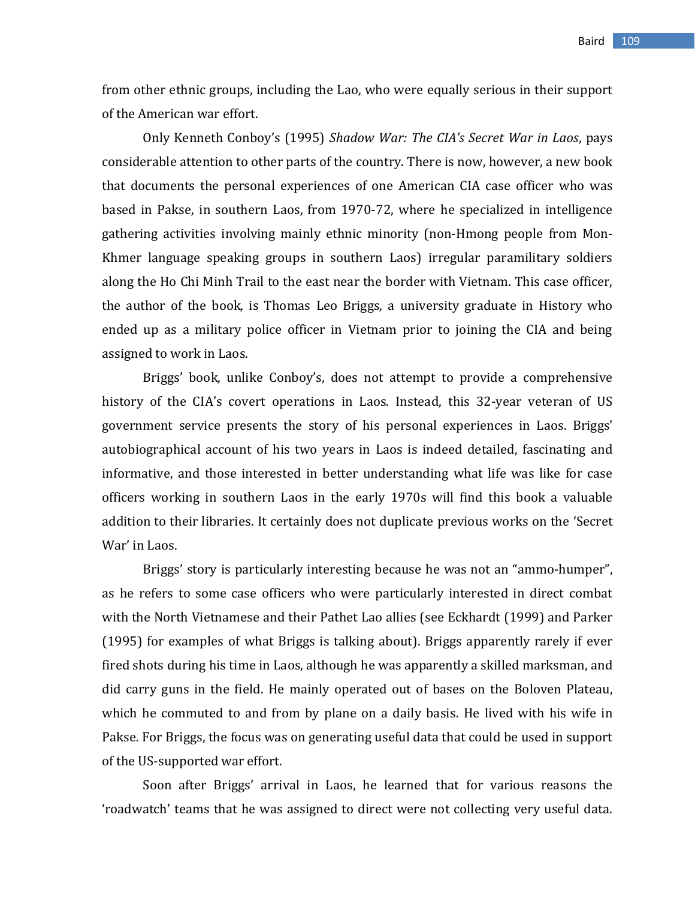from other ethnic groups, including the Lao, who were equally serious in their support of the American war effort.

Only Kenneth Conboy's (1995) *Shadow War: The CIA's Secret War in Laos*, pays considerable attention to other parts of the country. There is now, however, a new book that documents the personal experiences of one American CIA case officer who was based in Pakse, in southern Laos, from 1970-72, where he specialized in intelligence gathering activities involving mainly ethnic minority (non-Hmong people from Mon-Khmer language speaking groups in southern Laos) irregular paramilitary soldiers along the Ho Chi Minh Trail to the east near the border with Vietnam. This case officer, the author of the book, is Thomas Leo Briggs, a university graduate in History who ended up as a military police officer in Vietnam prior to joining the CIA and being assigned to work in Laos.

Briggs' book, unlike Conboy's, does not attempt to provide a comprehensive history of the CIA's covert operations in Laos. Instead, this 32-year veteran of US government service presents the story of his personal experiences in Laos. Briggs' autobiographical account of his two years in Laos is indeed detailed, fascinating and informative, and those interested in better understanding what life was like for case officers working in southern Laos in the early 1970s will find this book a valuable addition to their libraries. It certainly does not duplicate previous works on the 'Secret War' in Laos.

Briggs' story is particularly interesting because he was not an "ammo-humper", as he refers to some case officers who were particularly interested in direct combat with the North Vietnamese and their Pathet Lao allies (see Eckhardt (1999) and Parker (1995) for examples of what Briggs is talking about). Briggs apparently rarely if ever fired shots during his time in Laos, although he was apparently a skilled marksman, and did carry guns in the field. He mainly operated out of bases on the Boloven Plateau, which he commuted to and from by plane on a daily basis. He lived with his wife in Pakse. For Briggs, the focus was on generating useful data that could be used in support of the US-supported war effort.

Soon after Briggs' arrival in Laos, he learned that for various reasons the 'roadwatch' teams that he was assigned to direct were not collecting very useful data.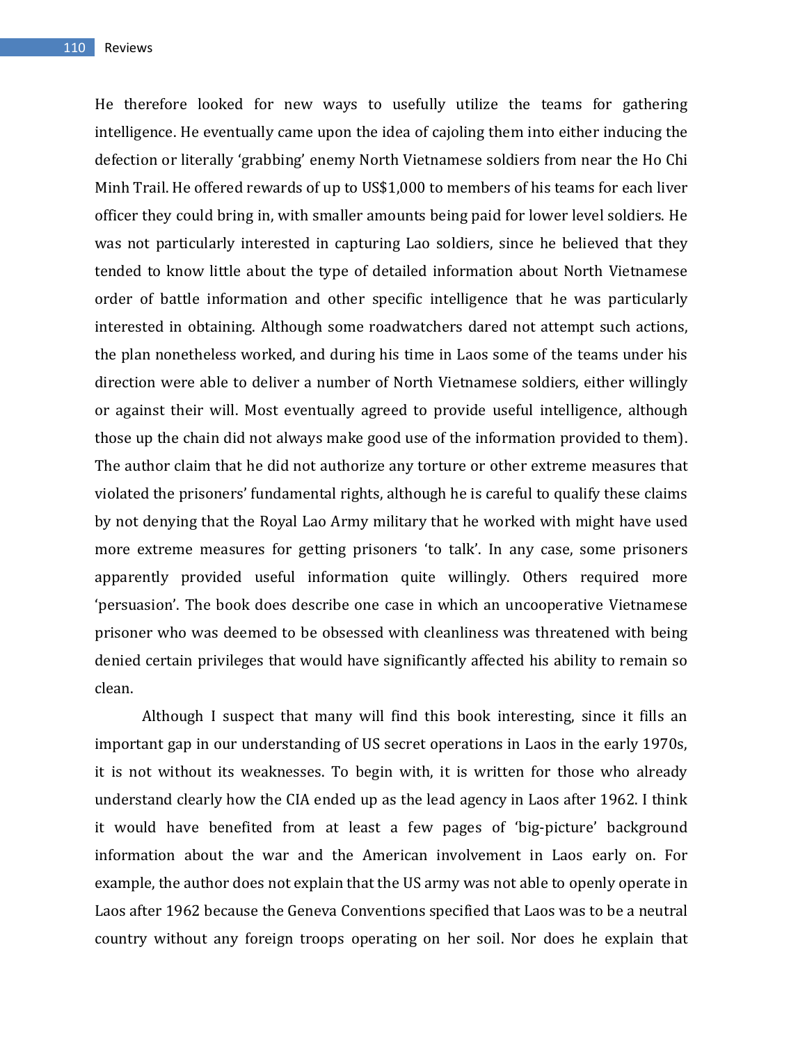He therefore looked for new ways to usefully utilize the teams for gathering intelligence. He eventually came upon the idea of cajoling them into either inducing the defection or literally 'grabbing' enemy North Vietnamese soldiers from near the Ho Chi Minh Trail. He offered rewards of up to US$1,000 to members of his teams for each liver officer they could bring in, with smaller amounts being paid for lower level soldiers. He was not particularly interested in capturing Lao soldiers, since he believed that they tended to know little about the type of detailed information about North Vietnamese order of battle information and other specific intelligence that he was particularly interested in obtaining. Although some roadwatchers dared not attempt such actions, the plan nonetheless worked, and during his time in Laos some of the teams under his direction were able to deliver a number of North Vietnamese soldiers, either willingly or against their will. Most eventually agreed to provide useful intelligence, although those up the chain did not always make good use of the information provided to them). The author claim that he did not authorize any torture or other extreme measures that violated the prisoners' fundamental rights, although he is careful to qualify these claims by not denying that the Royal Lao Army military that he worked with might have used more extreme measures for getting prisoners 'to talk'. In any case, some prisoners apparently provided useful information quite willingly. Others required more 'persuasion'. The book does describe one case in which an uncooperative Vietnamese prisoner who was deemed to be obsessed with cleanliness was threatened with being denied certain privileges that would have significantly affected his ability to remain so clean.

Although I suspect that many will find this book interesting, since it fills an important gap in our understanding of US secret operations in Laos in the early 1970s, it is not without its weaknesses. To begin with, it is written for those who already understand clearly how the CIA ended up as the lead agency in Laos after 1962. I think it would have benefited from at least a few pages of 'big-picture' background information about the war and the American involvement in Laos early on. For example, the author does not explain that the US army was not able to openly operate in Laos after 1962 because the Geneva Conventions specified that Laos was to be a neutral country without any foreign troops operating on her soil. Nor does he explain that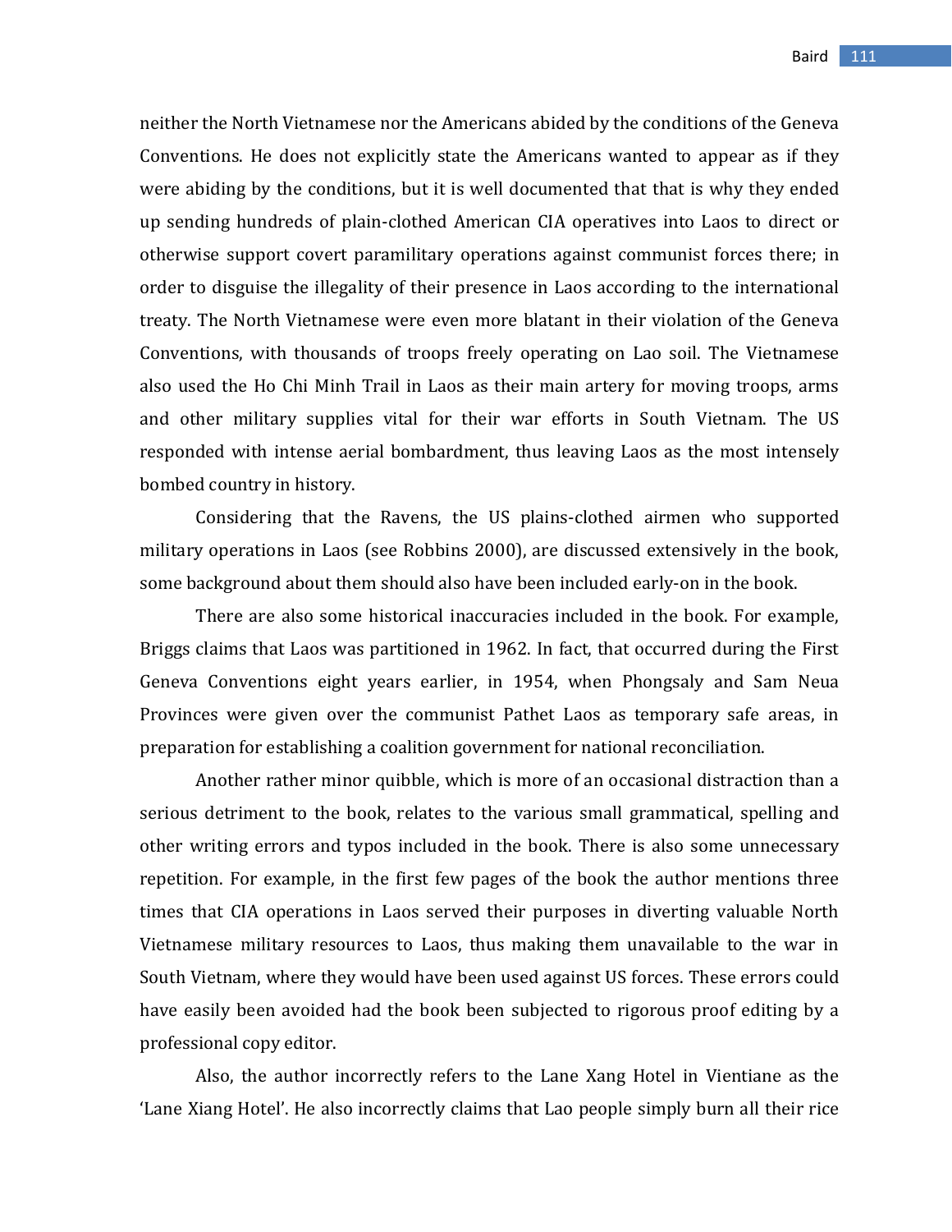neither the North Vietnamese nor the Americans abided by the conditions of the Geneva Conventions. He does not explicitly state the Americans wanted to appear as if they were abiding by the conditions, but it is well documented that that is why they ended up sending hundreds of plain-clothed American CIA operatives into Laos to direct or otherwise support covert paramilitary operations against communist forces there; in order to disguise the illegality of their presence in Laos according to the international treaty. The North Vietnamese were even more blatant in their violation of the Geneva Conventions, with thousands of troops freely operating on Lao soil. The Vietnamese also used the Ho Chi Minh Trail in Laos as their main artery for moving troops, arms and other military supplies vital for their war efforts in South Vietnam. The US responded with intense aerial bombardment, thus leaving Laos as the most intensely bombed country in history.

Considering that the Ravens, the US plains-clothed airmen who supported military operations in Laos (see Robbins 2000), are discussed extensively in the book, some background about them should also have been included early-on in the book.

There are also some historical inaccuracies included in the book. For example, Briggs claims that Laos was partitioned in 1962. In fact, that occurred during the First Geneva Conventions eight years earlier, in 1954, when Phongsaly and Sam Neua Provinces were given over the communist Pathet Laos as temporary safe areas, in preparation for establishing a coalition government for national reconciliation.

Another rather minor quibble, which is more of an occasional distraction than a serious detriment to the book, relates to the various small grammatical, spelling and other writing errors and typos included in the book. There is also some unnecessary repetition. For example, in the first few pages of the book the author mentions three times that CIA operations in Laos served their purposes in diverting valuable North Vietnamese military resources to Laos, thus making them unavailable to the war in South Vietnam, where they would have been used against US forces. These errors could have easily been avoided had the book been subjected to rigorous proof editing by a professional copy editor.

Also, the author incorrectly refers to the Lane Xang Hotel in Vientiane as the 'Lane Xiang Hotel'. He also incorrectly claims that Lao people simply burn all their rice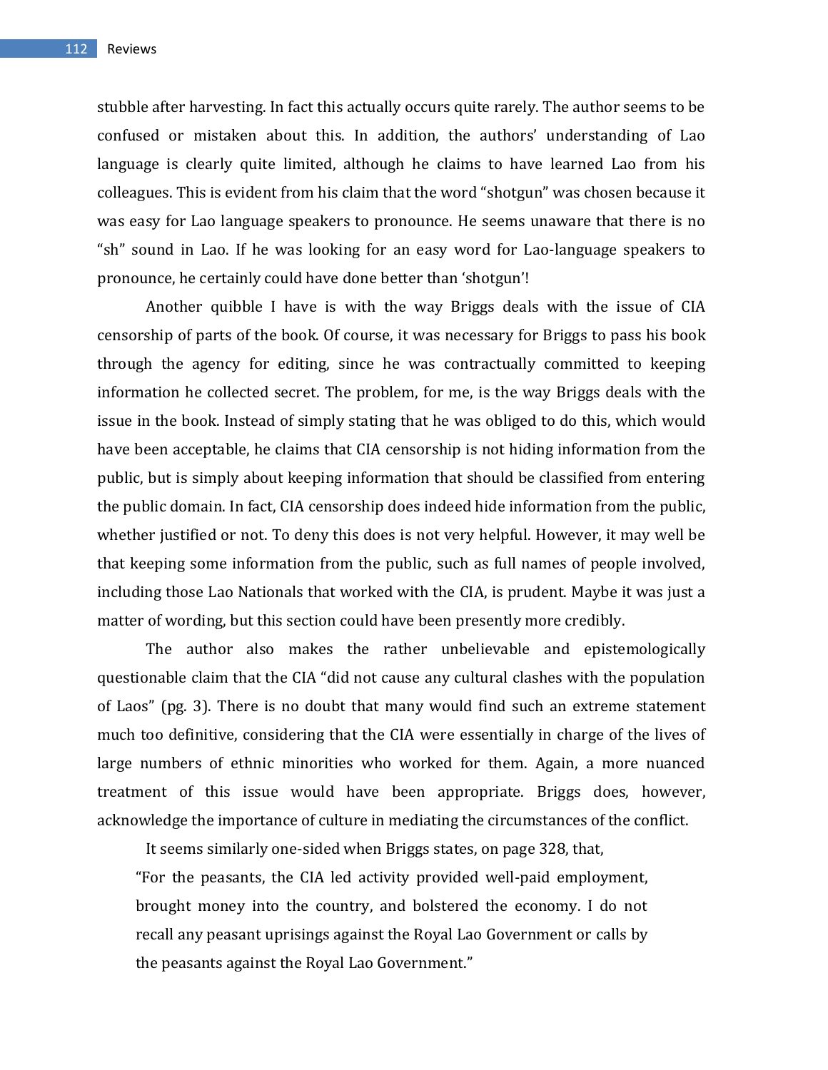stubble after harvesting. In fact this actually occurs quite rarely. The author seems to be confused or mistaken about this. In addition, the authors' understanding of Lao language is clearly quite limited, although he claims to have learned Lao from his colleagues. This is evident from his claim that the word "shotgun" was chosen because it was easy for Lao language speakers to pronounce. He seems unaware that there is no "sh" sound in Lao. If he was looking for an easy word for Lao-language speakers to pronounce, he certainly could have done better than 'shotgun'!

Another quibble I have is with the way Briggs deals with the issue of CIA censorship of parts of the book. Of course, it was necessary for Briggs to pass his book through the agency for editing, since he was contractually committed to keeping information he collected secret. The problem, for me, is the way Briggs deals with the issue in the book. Instead of simply stating that he was obliged to do this, which would have been acceptable, he claims that CIA censorship is not hiding information from the public, but is simply about keeping information that should be classified from entering the public domain. In fact, CIA censorship does indeed hide information from the public, whether justified or not. To deny this does is not very helpful. However, it may well be that keeping some information from the public, such as full names of people involved, including those Lao Nationals that worked with the CIA, is prudent. Maybe it was just a matter of wording, but this section could have been presently more credibly.

The author also makes the rather unbelievable and epistemologically questionable claim that the CIA "did not cause any cultural clashes with the population of Laos" (pg. 3). There is no doubt that many would find such an extreme statement much too definitive, considering that the CIA were essentially in charge of the lives of large numbers of ethnic minorities who worked for them. Again, a more nuanced treatment of this issue would have been appropriate. Briggs does, however, acknowledge the importance of culture in mediating the circumstances of the conflict.

It seems similarly one-sided when Briggs states, on page 328, that,

> "For the peasants, the CIA led activity provided well-paid employment, brought money into the country, and bolstered the economy. I do not recall any peasant uprisings against the Royal Lao Government or calls by the peasants against the Royal Lao Government."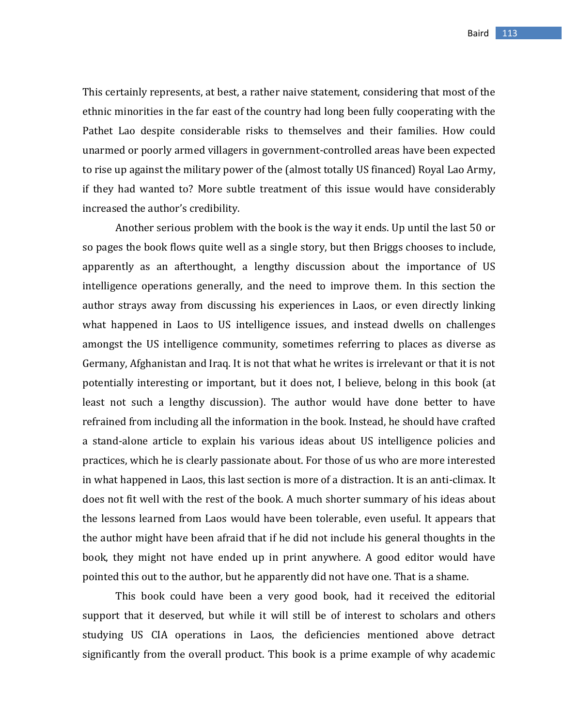This certainly represents, at best, a rather naive statement, considering that most of the ethnic minorities in the far east of the country had long been fully cooperating with the Pathet Lao despite considerable risks to themselves and their families. How could unarmed or poorly armed villagers in government-controlled areas have been expected to rise up against the military power of the (almost totally US financed) Royal Lao Army, if they had wanted to? More subtle treatment of this issue would have considerably increased the author's credibility.

Another serious problem with the book is the way it ends. Up until the last 50 or so pages the book flows quite well as a single story, but then Briggs chooses to include, apparently as an afterthought, a lengthy discussion about the importance of US intelligence operations generally, and the need to improve them. In this section the author strays away from discussing his experiences in Laos, or even directly linking what happened in Laos to US intelligence issues, and instead dwells on challenges amongst the US intelligence community, sometimes referring to places as diverse as Germany, Afghanistan and Iraq. It is not that what he writes is irrelevant or that it is not potentially interesting or important, but it does not, I believe, belong in this book (at least not such a lengthy discussion). The author would have done better to have refrained from including all the information in the book. Instead, he should have crafted a stand-alone article to explain his various ideas about US intelligence policies and practices, which he is clearly passionate about. For those of us who are more interested in what happened in Laos, this last section is more of a distraction. It is an anti-climax. It does not fit well with the rest of the book. A much shorter summary of his ideas about the lessons learned from Laos would have been tolerable, even useful. It appears that the author might have been afraid that if he did not include his general thoughts in the book, they might not have ended up in print anywhere. A good editor would have pointed this out to the author, but he apparently did not have one. That is a shame.

This book could have been a very good book, had it received the editorial support that it deserved, but while it will still be of interest to scholars and others studying US CIA operations in Laos, the deficiencies mentioned above detract significantly from the overall product. This book is a prime example of why academic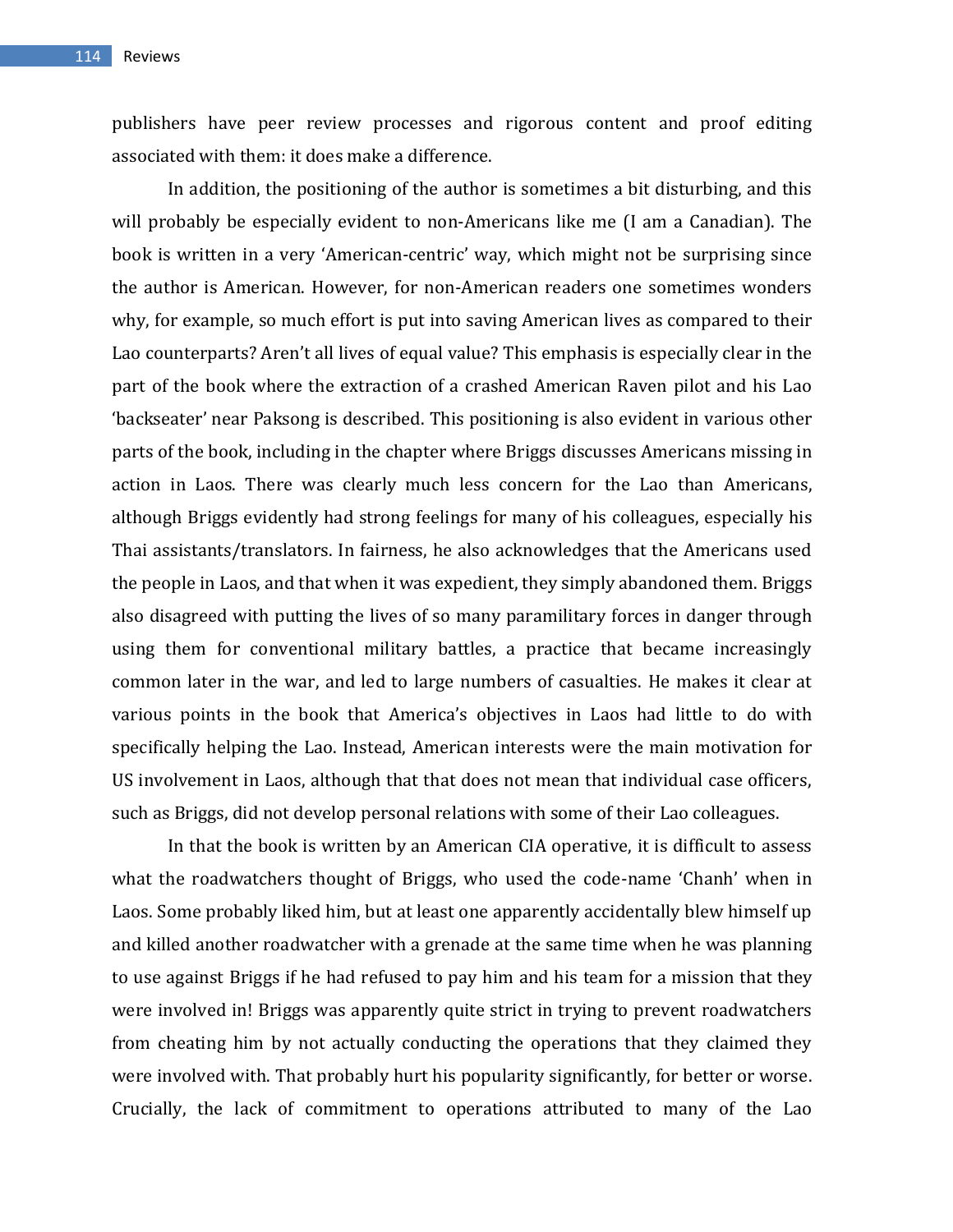publishers have peer review processes and rigorous content and proof editing associated with them: it does make a difference.

In addition, the positioning of the author is sometimes a bit disturbing, and this will probably be especially evident to non-Americans like me (I am a Canadian). The book is written in a very 'American-centric' way, which might not be surprising since the author is American. However, for non-American readers one sometimes wonders why, for example, so much effort is put into saving American lives as compared to their Lao counterparts? Aren't all lives of equal value? This emphasis is especially clear in the part of the book where the extraction of a crashed American Raven pilot and his Lao 'backseater' near Paksong is described. This positioning is also evident in various other parts of the book, including in the chapter where Briggs discusses Americans missing in action in Laos. There was clearly much less concern for the Lao than Americans, although Briggs evidently had strong feelings for many of his colleagues, especially his Thai assistants/translators. In fairness, he also acknowledges that the Americans used the people in Laos, and that when it was expedient, they simply abandoned them. Briggs also disagreed with putting the lives of so many paramilitary forces in danger through using them for conventional military battles, a practice that became increasingly common later in the war, and led to large numbers of casualties. He makes it clear at various points in the book that America's objectives in Laos had little to do with specifically helping the Lao. Instead, American interests were the main motivation for US involvement in Laos, although that that does not mean that individual case officers, such as Briggs, did not develop personal relations with some of their Lao colleagues.

In that the book is written by an American CIA operative, it is difficult to assess what the roadwatchers thought of Briggs, who used the code-name 'Chanh' when in Laos. Some probably liked him, but at least one apparently accidentally blew himself up and killed another roadwatcher with a grenade at the same time when he was planning to use against Briggs if he had refused to pay him and his team for a mission that they were involved in! Briggs was apparently quite strict in trying to prevent roadwatchers from cheating him by not actually conducting the operations that they claimed they were involved with. That probably hurt his popularity significantly, for better or worse. Crucially, the lack of commitment to operations attributed to many of the Lao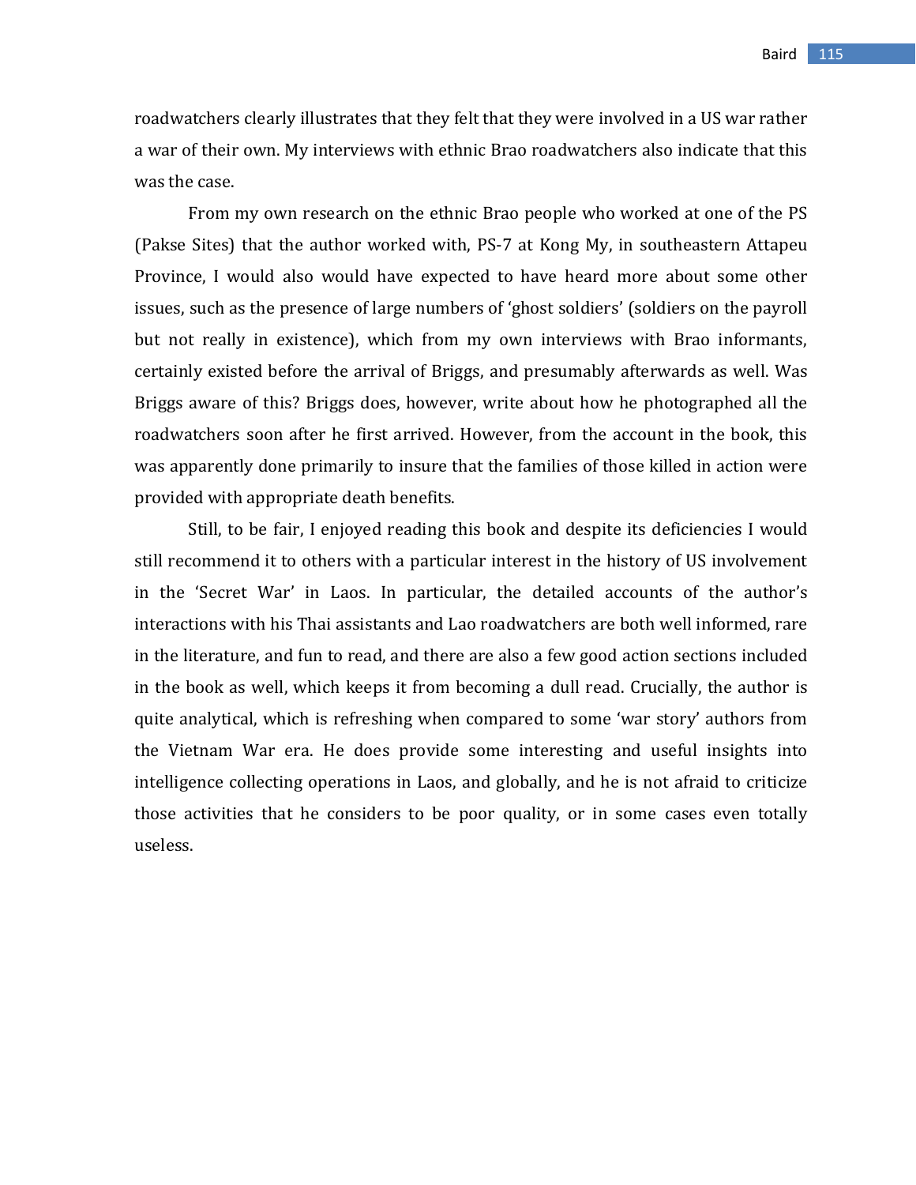roadwatchers clearly illustrates that they felt that they were involved in a US war rather a war of their own. My interviews with ethnic Brao roadwatchers also indicate that this was the case.

From my own research on the ethnic Brao people who worked at one of the PS (Pakse Sites) that the author worked with, PS-7 at Kong My, in southeastern Attapeu Province, I would also would have expected to have heard more about some other issues, such as the presence of large numbers of 'ghost soldiers' (soldiers on the payroll but not really in existence), which from my own interviews with Brao informants, certainly existed before the arrival of Briggs, and presumably afterwards as well. Was Briggs aware of this? Briggs does, however, write about how he photographed all the roadwatchers soon after he first arrived. However, from the account in the book, this was apparently done primarily to insure that the families of those killed in action were provided with appropriate death benefits.

Still, to be fair, I enjoyed reading this book and despite its deficiencies I would still recommend it to others with a particular interest in the history of US involvement in the 'Secret War' in Laos. In particular, the detailed accounts of the author's interactions with his Thai assistants and Lao roadwatchers are both well informed, rare in the literature, and fun to read, and there are also a few good action sections included in the book as well, which keeps it from becoming a dull read. Crucially, the author is quite analytical, which is refreshing when compared to some 'war story' authors from the Vietnam War era. He does provide some interesting and useful insights into intelligence collecting operations in Laos, and globally, and he is not afraid to criticize those activities that he considers to be poor quality, or in some cases even totally useless.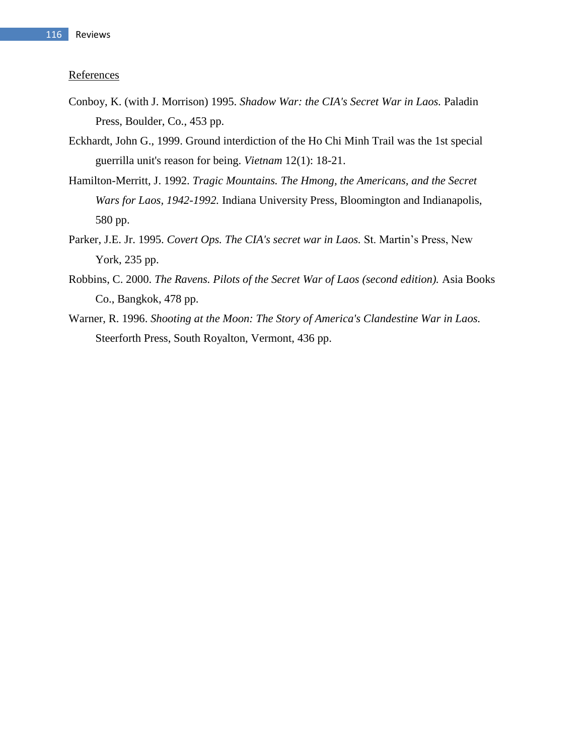References

Conboy, K. (with J. Morrison) 1995. *Shadow War: the CIA's Secret War in Laos.* Paladin Press, Boulder, Co., 453 pp.

Eckhardt, John G., 1999. Ground interdiction of the Ho Chi Minh Trail was the 1st special guerrilla unit's reason for being. *Vietnam* 12(1): 18-21.

Hamilton-Merritt, J. 1992. *Tragic Mountains. The Hmong, the Americans, and the Secret Wars for Laos, 1942-1992.* Indiana University Press, Bloomington and Indianapolis, 580 pp.

Parker, J.E. Jr. 1995. *Covert Ops. The CIA's secret war in Laos.* St. Martin's Press, New York, 235 pp.

Robbins, C. 2000. *The Ravens. Pilots of the Secret War of Laos (second edition).* Asia Books Co., Bangkok, 478 pp.

Warner, R. 1996. *Shooting at the Moon: The Story of America's Clandestine War in Laos.* Steerforth Press, South Royalton, Vermont, 436 pp.